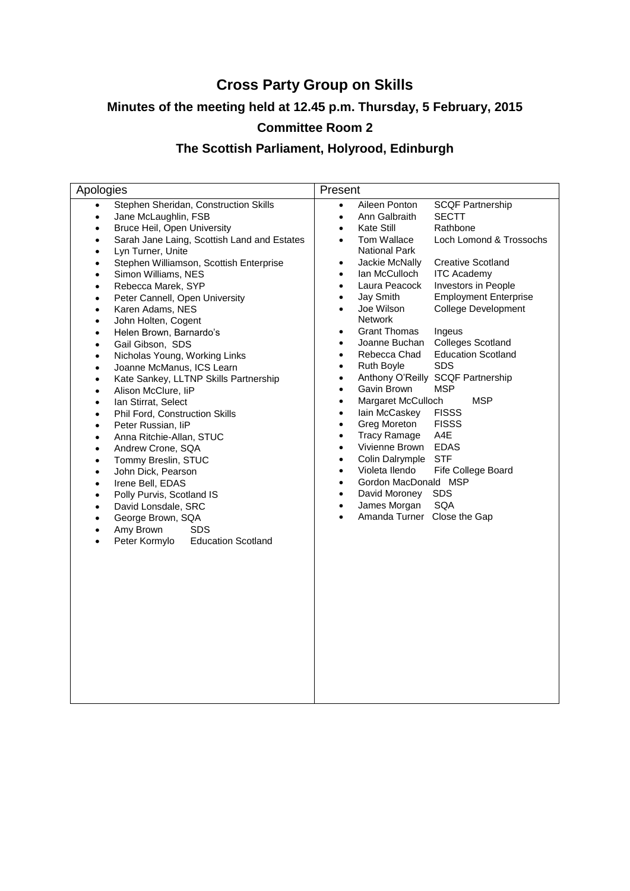# Cross Party Group on Skills

## Minutes of the meeting held at 12.45 p.m. Thursday, 5 February, 2015

## Committee Room 2

## The Scottish Parliament, Holyrood, Edinburgh

| Apologies | Present |
| --- | --- |
| • Stephen Sheridan, Construction Skills<br>• Jane McLaughlin, FSB<br>• Bruce Heil, Open University<br>• Sarah Jane Laing, Scottish Land and Estates<br>• Lyn Turner, Unite<br>• Stephen Williamson, Scottish Enterprise<br>• Simon Williams, NES<br>• Rebecca Marek, SYP<br>• Peter Cannell, Open University<br>• Karen Adams, NES<br>• John Holten, Cogent<br>• Helen Brown, Barnardo's<br>• Gail Gibson, SDS<br>• Nicholas Young, Working Links<br>• Joanne McManus, ICS Learn<br>• Kate Sankey, LLTNP Skills Partnership<br>• Alison McClure, IiP<br>• Ian Stirrat, Select<br>• Phil Ford, Construction Skills<br>• Peter Russian, IiP<br>• Anna Ritchie-Allan, STUC<br>• Andrew Crone, SQA<br>• Tommy Breslin, STUC<br>• John Dick, Pearson<br>• Irene Bell, EDAS<br>• Polly Purvis, Scotland IS<br>• David Lonsdale, SRC<br>• George Brown, SQA<br>• Amy Brown SDS<br>• Peter Kormylo Education Scotland | • Aileen Ponton SCQF Partnership<br>• Ann Galbraith SECTT<br>• Kate Still Rathbone<br>• Tom Wallace Loch Lomond & Trossochs National Park<br>• Jackie McNally Creative Scotland<br>• Ian McCulloch ITC Academy<br>• Laura Peacock Investors in People<br>• Jay Smith Employment Enterprise<br>• Joe Wilson College Development Network<br>• Grant Thomas Ingeus<br>• Joanne Buchan Colleges Scotland<br>• Rebecca Chad Education Scotland<br>• Ruth Boyle SDS<br>• Anthony O'Reilly SCQF Partnership<br>• Gavin Brown MSP<br>• Margaret McCulloch MSP<br>• Iain McCaskey FISSS<br>• Greg Moreton FISSS<br>• Tracy Ramage A4E<br>• Vivienne Brown EDAS<br>• Colin Dalrymple STF<br>• Violeta Ilendo Fife College Board<br>• Gordon MacDonald MSP<br>• David Moroney SDS<br>• James Morgan SQA<br>• Amanda Turner Close the Gap |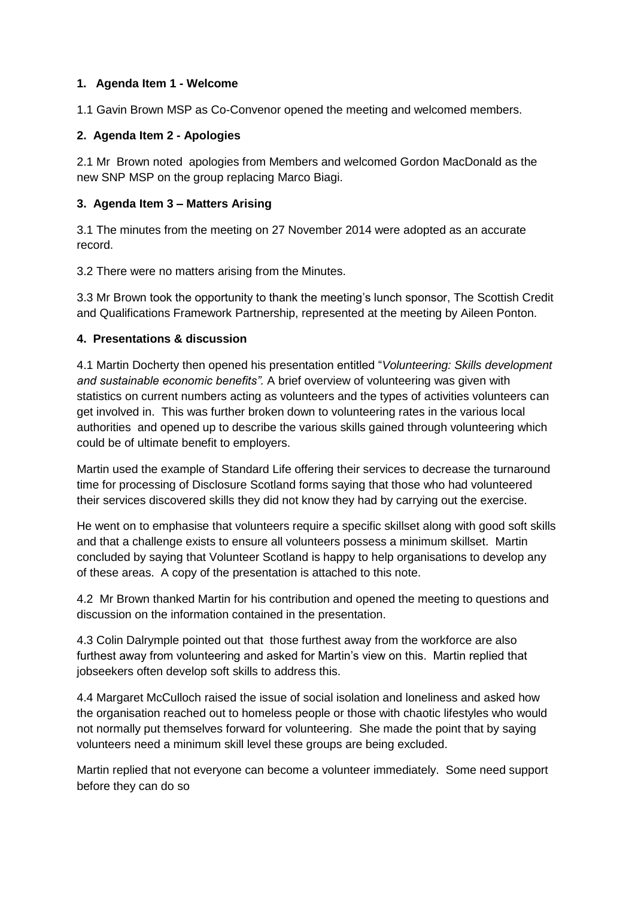**1. Agenda Item 1 - Welcome**

1.1 Gavin Brown MSP as Co-Convenor opened the meeting and welcomed members.

**2. Agenda Item 2 - Apologies**

2.1 Mr Brown noted apologies from Members and welcomed Gordon MacDonald as the new SNP MSP on the group replacing Marco Biagi.

**3. Agenda Item 3 – Matters Arising**

3.1 The minutes from the meeting on 27 November 2014 were adopted as an accurate record.

3.2 There were no matters arising from the Minutes.

3.3 Mr Brown took the opportunity to thank the meeting's lunch sponsor, The Scottish Credit and Qualifications Framework Partnership, represented at the meeting by Aileen Ponton.

**4. Presentations & discussion**

4.1 Martin Docherty then opened his presentation entitled "*Volunteering: Skills development and sustainable economic benefits"*. A brief overview of volunteering was given with statistics on current numbers acting as volunteers and the types of activities volunteers can get involved in. This was further broken down to volunteering rates in the various local authorities and opened up to describe the various skills gained through volunteering which could be of ultimate benefit to employers.

Martin used the example of Standard Life offering their services to decrease the turnaround time for processing of Disclosure Scotland forms saying that those who had volunteered their services discovered skills they did not know they had by carrying out the exercise.

He went on to emphasise that volunteers require a specific skillset along with good soft skills and that a challenge exists to ensure all volunteers possess a minimum skillset. Martin concluded by saying that Volunteer Scotland is happy to help organisations to develop any of these areas. A copy of the presentation is attached to this note.

4.2 Mr Brown thanked Martin for his contribution and opened the meeting to questions and discussion on the information contained in the presentation.

4.3 Colin Dalrymple pointed out that those furthest away from the workforce are also furthest away from volunteering and asked for Martin's view on this. Martin replied that jobseekers often develop soft skills to address this.

4.4 Margaret McCulloch raised the issue of social isolation and loneliness and asked how the organisation reached out to homeless people or those with chaotic lifestyles who would not normally put themselves forward for volunteering. She made the point that by saying volunteers need a minimum skill level these groups are being excluded.

Martin replied that not everyone can become a volunteer immediately. Some need support before they can do so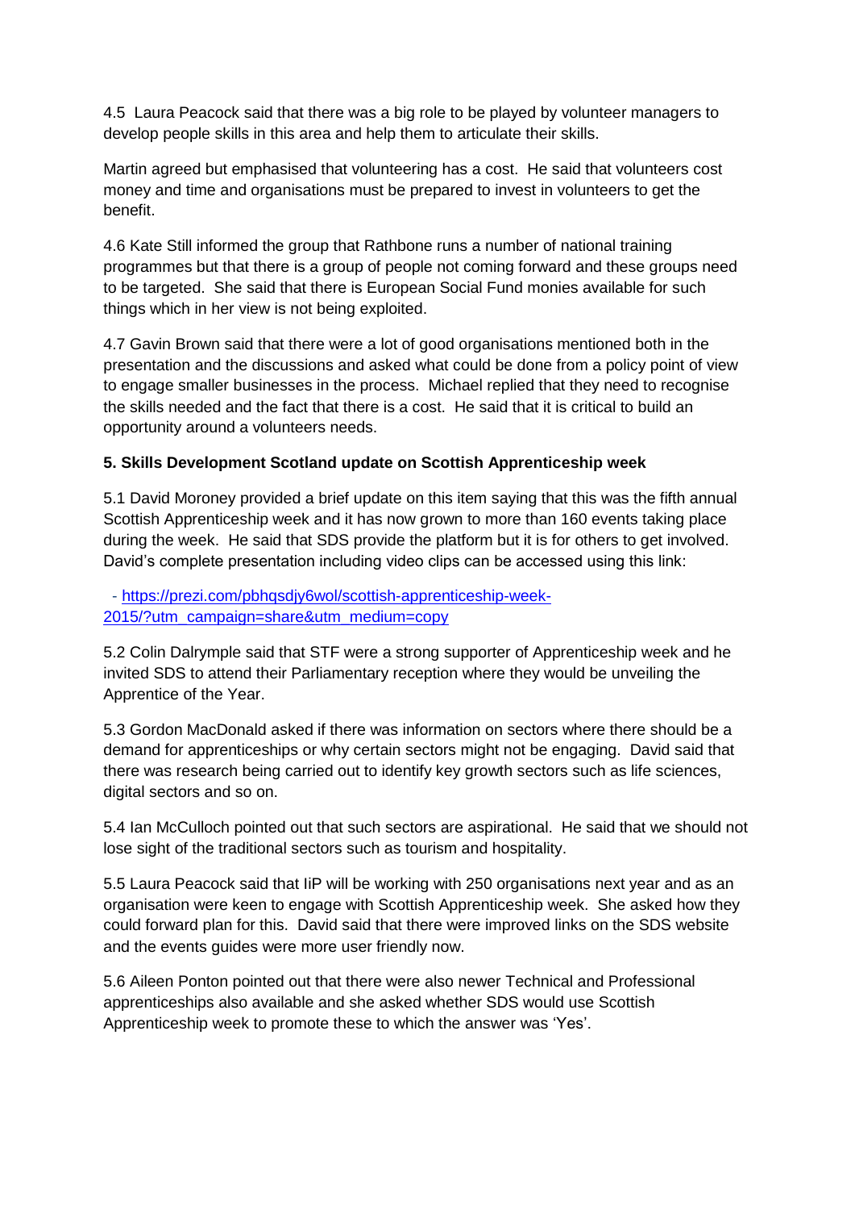4.5 Laura Peacock said that there was a big role to be played by volunteer managers to develop people skills in this area and help them to articulate their skills.

Martin agreed but emphasised that volunteering has a cost. He said that volunteers cost money and time and organisations must be prepared to invest in volunteers to get the benefit.

4.6 Kate Still informed the group that Rathbone runs a number of national training programmes but that there is a group of people not coming forward and these groups need to be targeted. She said that there is European Social Fund monies available for such things which in her view is not being exploited.

4.7 Gavin Brown said that there were a lot of good organisations mentioned both in the presentation and the discussions and asked what could be done from a policy point of view to engage smaller businesses in the process. Michael replied that they need to recognise the skills needed and the fact that there is a cost. He said that it is critical to build an opportunity around a volunteers needs.

**5. Skills Development Scotland update on Scottish Apprenticeship week**

5.1 David Moroney provided a brief update on this item saying that this was the fifth annual Scottish Apprenticeship week and it has now grown to more than 160 events taking place during the week. He said that SDS provide the platform but it is for others to get involved. David's complete presentation including video clips can be accessed using this link:

- https://prezi.com/pbhqsdjy6wol/scottish-apprenticeship-week-2015/?utm_campaign=share&utm_medium=copy

5.2 Colin Dalrymple said that STF were a strong supporter of Apprenticeship week and he invited SDS to attend their Parliamentary reception where they would be unveiling the Apprentice of the Year.

5.3 Gordon MacDonald asked if there was information on sectors where there should be a demand for apprenticeships or why certain sectors might not be engaging. David said that there was research being carried out to identify key growth sectors such as life sciences, digital sectors and so on.

5.4 Ian McCulloch pointed out that such sectors are aspirational. He said that we should not lose sight of the traditional sectors such as tourism and hospitality.

5.5 Laura Peacock said that IiP will be working with 250 organisations next year and as an organisation were keen to engage with Scottish Apprenticeship week. She asked how they could forward plan for this. David said that there were improved links on the SDS website and the events guides were more user friendly now.

5.6 Aileen Ponton pointed out that there were also newer Technical and Professional apprenticeships also available and she asked whether SDS would use Scottish Apprenticeship week to promote these to which the answer was 'Yes'.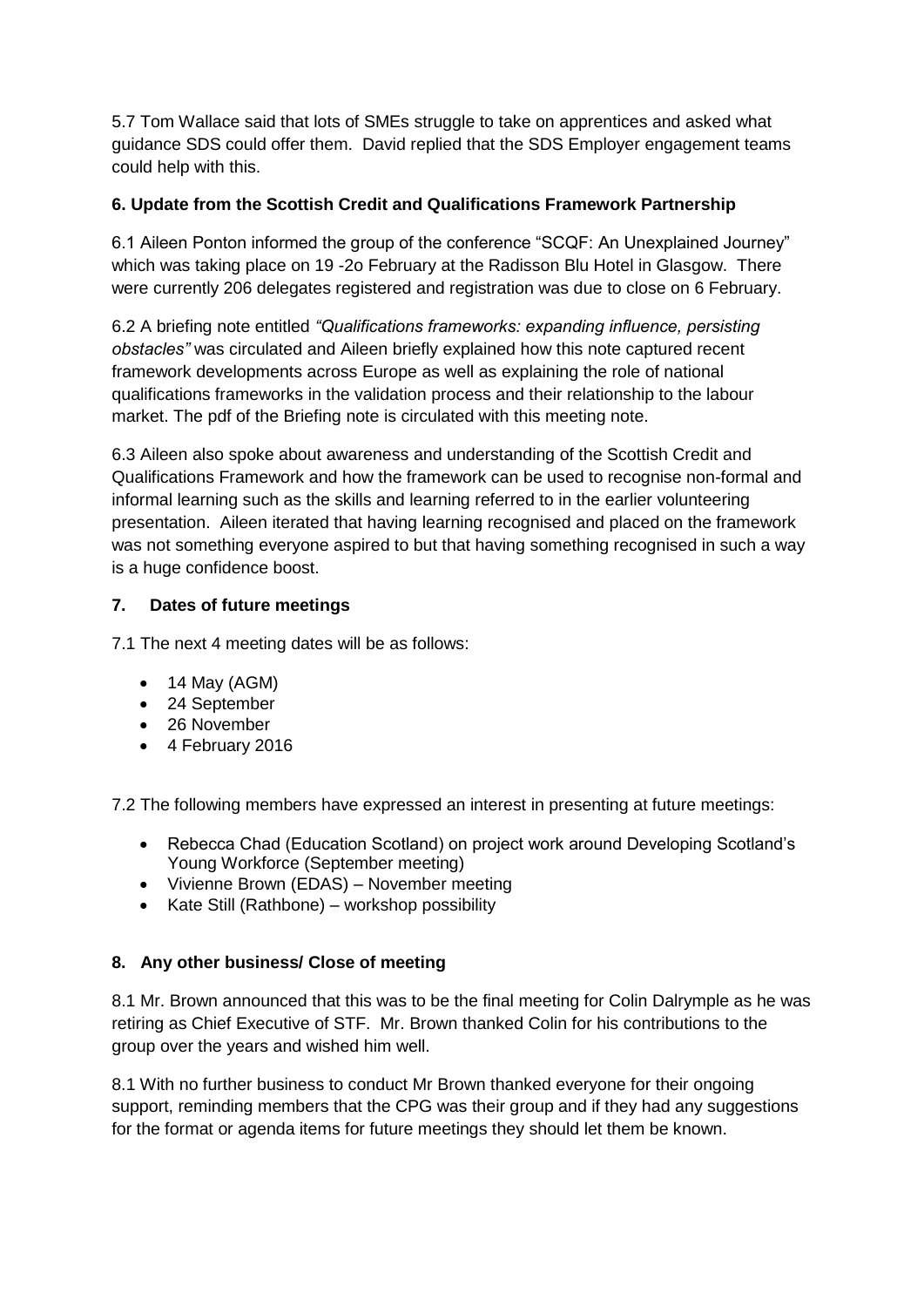5.7 Tom Wallace said that lots of SMEs struggle to take on apprentices and asked what guidance SDS could offer them. David replied that the SDS Employer engagement teams could help with this.

### 6. Update from the Scottish Credit and Qualifications Framework Partnership

6.1 Aileen Ponton informed the group of the conference "SCQF: An Unexplained Journey" which was taking place on 19 -2o February at the Radisson Blu Hotel in Glasgow. There were currently 206 delegates registered and registration was due to close on 6 February.

6.2 A briefing note entitled *"Qualifications frameworks: expanding influence, persisting obstacles"* was circulated and Aileen briefly explained how this note captured recent framework developments across Europe as well as explaining the role of national qualifications frameworks in the validation process and their relationship to the labour market. The pdf of the Briefing note is circulated with this meeting note.

6.3 Aileen also spoke about awareness and understanding of the Scottish Credit and Qualifications Framework and how the framework can be used to recognise non-formal and informal learning such as the skills and learning referred to in the earlier volunteering presentation. Aileen iterated that having learning recognised and placed on the framework was not something everyone aspired to but that having something recognised in such a way is a huge confidence boost.

### 7. Dates of future meetings

7.1 The next 4 meeting dates will be as follows:

- 14 May (AGM)
- 24 September
- 26 November
- 4 February 2016

7.2 The following members have expressed an interest in presenting at future meetings:

- Rebecca Chad (Education Scotland) on project work around Developing Scotland's Young Workforce (September meeting)
- Vivienne Brown (EDAS) – November meeting
- Kate Still (Rathbone) – workshop possibility

### 8. Any other business/ Close of meeting

8.1 Mr. Brown announced that this was to be the final meeting for Colin Dalrymple as he was retiring as Chief Executive of STF. Mr. Brown thanked Colin for his contributions to the group over the years and wished him well.

8.1 With no further business to conduct Mr Brown thanked everyone for their ongoing support, reminding members that the CPG was their group and if they had any suggestions for the format or agenda items for future meetings they should let them be known.